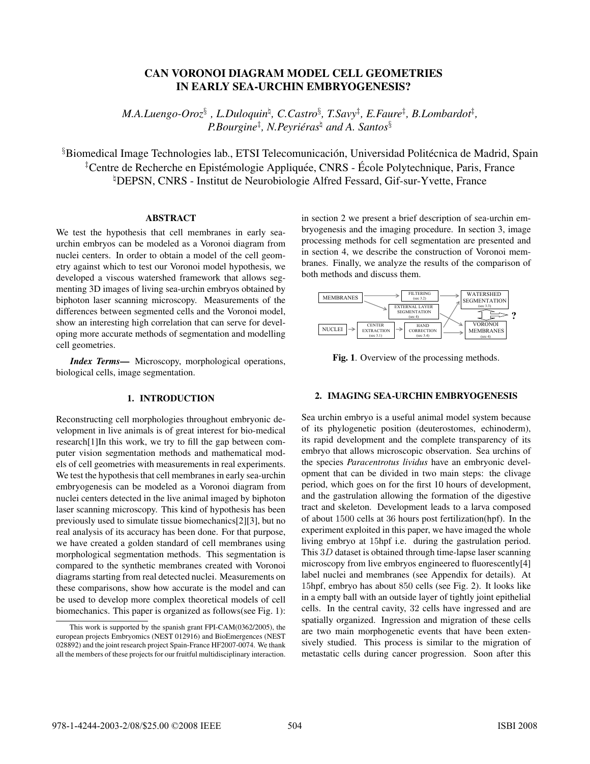# CAN VORONOI DIAGRAM MODEL CELL GEOMETRIES IN EARLY SEA-URCHIN EMBRYOGENESIS?

*M.A.Luengo-Oroz*[§], *L.Duloquin*[♮], *C.Castro*[§], *T.Savy*[‡], *E.Faure*[‡], *B.Lombardot*[‡], *P.Bourgine*[‡], *N.Peyriéras*[♮] *and A. Santos*[§]

[§]Biomedical Image Technologies lab., ETSI Telecomunicación, Universidad Politécnica de Madrid, Spain
[‡]Centre de Recherche en Epistémologie Appliquée, CNRS - École Polytechnique, Paris, France
[♮]DEPSN, CNRS - Institut de Neurobiologie Alfred Fessard, Gif-sur-Yvette, France

## ABSTRACT

We test the hypothesis that cell membranes in early sea-urchin embryos can be modeled as a Voronoi diagram from nuclei centers. In order to obtain a model of the cell geometry against which to test our Voronoi model hypothesis, we developed a viscous watershed framework that allows segmenting 3D images of living sea-urchin embryos obtained by biphoton laser scanning microscopy. Measurements of the differences between segmented cells and the Voronoi model, show an interesting high correlation that can serve for developing more accurate methods of segmentation and modelling cell geometries.

***Index Terms***— Microscopy, morphological operations, biological cells, image segmentation.

## 1. INTRODUCTION

Reconstructing cell morphologies throughout embryonic development in live animals is of great interest for bio-medical research[1]In this work, we try to fill the gap between computer vision segmentation methods and mathematical models of cell geometries with measurements in real experiments. We test the hypothesis that cell membranes in early sea-urchin embryogenesis can be modeled as a Voronoi diagram from nuclei centers detected in the live animal imaged by biphoton laser scanning microscopy. This kind of hypothesis has been previously used to simulate tissue biomechanics[2][3], but no real analysis of its accuracy has been done. For that purpose, we have created a golden standard of cell membranes using morphological segmentation methods. This segmentation is compared to the synthetic membranes created with Voronoi diagrams starting from real detected nuclei. Measurements on these comparisons, show how accurate is the model and can be used to develop more complex theoretical models of cell biomechanics. This paper is organized as follows(see Fig. 1): in section 2 we present a brief description of sea-urchin embryogenesis and the imaging procedure. In section 3, image processing methods for cell segmentation are presented and in section 4, we describe the construction of Voronoi membranes. Finally, we analyze the results of the comparison of both methods and discuss them.

This work is supported by the spanish grant FPI-CAM(0362/2005), the european projects Embryomics (NEST 012916) and BioEmergences (NEST 028892) and the joint research project Spain-France HF2007-0074. We thank all the members of these projects for our fruitful multidisciplinary interaction.

MEMBRANES → FILTERING (sec 3.2) → WATERSHED SEGMENTATION (sec 3.3)
MEMBRANES → EXTERNAL LAYER SEGMENTATION (sec 4)
NUCLEI → CENTER EXTRACTION (sec 3.1) → HAND CORRECTION (sec 3.4) → VORONOI MEMBRANES (sec 4)
WATERSHED SEGMENTATION ⇔ VORONOI MEMBRANES ?

**Fig. 1**. Overview of the processing methods.

## 2. IMAGING SEA-URCHIN EMBRYOGENESIS

Sea urchin embryo is a useful animal model system because of its phylogenetic position (deuterostomes, echinoderm), its rapid development and the complete transparency of its embryo that allows microscopic observation. Sea urchins of the species *Paracentrotus lividus* have an embryonic development that can be divided in two main steps: the clivage period, which goes on for the first 10 hours of development, and the gastrulation allowing the formation of the digestive tract and skeleton. Development leads to a larva composed of about 1500 cells at 36 hours post fertilization(hpf). In the experiment exploited in this paper, we have imaged the whole living embryo at 15hpf i.e. during the gastrulation period. This $3D$ dataset is obtained through time-lapse laser scanning microscopy from live embryos engineered to fluorescently[4] label nuclei and membranes (see Appendix for details). At 15hpf, embryo has about 850 cells (see Fig. 2). It looks like in a empty ball with an outside layer of tightly joint epithelial cells. In the central cavity, 32 cells have ingressed and are spatially organized. Ingression and migration of these cells are two main morphogenetic events that have been extensively studied. This process is similar to the migration of metastatic cells during cancer progression. Soon after this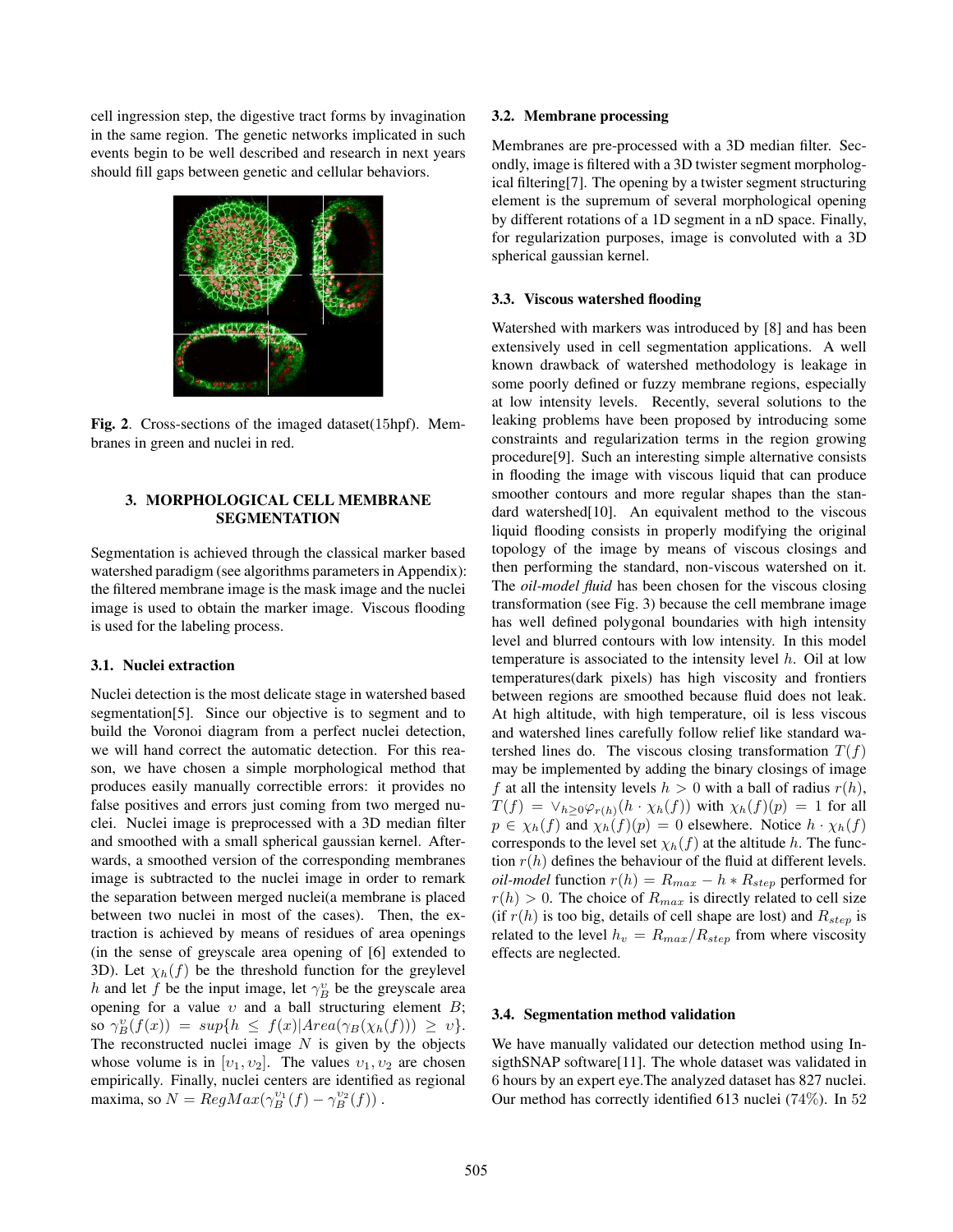cell ingression step, the digestive tract forms by invagination in the same region. The genetic networks implicated in such events begin to be well described and research in next years should fill gaps between genetic and cellular behaviors.

**Fig. 2**. Cross-sections of the imaged dataset(15hpf). Membranes in green and nuclei in red.

## 3. MORPHOLOGICAL CELL MEMBRANE SEGMENTATION

Segmentation is achieved through the classical marker based watershed paradigm (see algorithms parameters in Appendix): the filtered membrane image is the mask image and the nuclei image is used to obtain the marker image. Viscous flooding is used for the labeling process.

### 3.1. Nuclei extraction

Nuclei detection is the most delicate stage in watershed based segmentation[5]. Since our objective is to segment and to build the Voronoi diagram from a perfect nuclei detection, we will hand correct the automatic detection. For this reason, we have chosen a simple morphological method that produces easily manually correctible errors: it provides no false positives and errors just coming from two merged nuclei. Nuclei image is preprocessed with a 3D median filter and smoothed with a small spherical gaussian kernel. Afterwards, a smoothed version of the corresponding membranes image is subtracted to the nuclei image in order to remark the separation between merged nuclei(a membrane is placed between two nuclei in most of the cases). Then, the extraction is achieved by means of residues of area openings (in the sense of greyscale area opening of [6] extended to 3D). Let $\chi_h(f)$ be the threshold function for the greylevel $h$ and let $f$ be the input image, let $\gamma_B^v$ be the greyscale area opening for a value $v$ and a ball structuring element $B$; so $\gamma_B^v(f(x)) = sup\{h \leq f(x) | Area(\gamma_B(\chi_h(f))) \geq v\}$. The reconstructed nuclei image $N$ is given by the objects whose volume is in $[v_1, v_2]$. The values $v_1, v_2$ are chosen empirically. Finally, nuclei centers are identified as regional maxima, so $N = RegMax(\gamma_B^{v_1}(f) - \gamma_B^{v_2}(f))$ .

### 3.2. Membrane processing

Membranes are pre-processed with a 3D median filter. Secondly, image is filtered with a 3D twister segment morphological filtering[7]. The opening by a twister segment structuring element is the supremum of several morphological opening by different rotations of a 1D segment in a nD space. Finally, for regularization purposes, image is convoluted with a 3D spherical gaussian kernel.

### 3.3. Viscous watershed flooding

Watershed with markers was introduced by [8] and has been extensively used in cell segmentation applications. A well known drawback of watershed methodology is leakage in some poorly defined or fuzzy membrane regions, especially at low intensity levels. Recently, several solutions to the leaking problems have been proposed by introducing some constraints and regularization terms in the region growing procedure[9]. Such an interesting simple alternative consists in flooding the image with viscous liquid that can produce smoother contours and more regular shapes than the standard watershed[10]. An equivalent method to the viscous liquid flooding consists in properly modifying the original topology of the image by means of viscous closings and then performing the standard, non-viscous watershed on it. The *oil-model fluid* has been chosen for the viscous closing transformation (see Fig. 3) because the cell membrane image has well defined polygonal boundaries with high intensity level and blurred contours with low intensity. In this model temperature is associated to the intensity level $h$. Oil at low temperatures(dark pixels) has high viscosity and frontiers between regions are smoothed because fluid does not leak. At high altitude, with high temperature, oil is less viscous and watershed lines carefully follow relief like standard watershed lines do. The viscous closing transformation $T(f)$ may be implemented by adding the binary closings of image $f$ at all the intensity levels $h > 0$ with a ball of radius $r(h)$, $T(f) = \vee_{h \geq 0} \varphi_{r(h)}(h \cdot \chi_h(f))$ with $\chi_h(f)(p) = 1$ for all $p \in \chi_h(f)$ and $\chi_h(f)(p) = 0$ elsewhere. Notice $h \cdot \chi_h(f)$ corresponds to the level set $\chi_h(f)$ at the altitude $h$. The function $r(h)$ defines the behaviour of the fluid at different levels. *oil-model* function $r(h) = R_{max} - h * R_{step}$ performed for $r(h) > 0$. The choice of $R_{max}$ is directly related to cell size (if $r(h)$ is too big, details of cell shape are lost) and $R_{step}$ is related to the level $h_v = R_{max}/R_{step}$ from where viscosity effects are neglected.

### 3.4. Segmentation method validation

We have manually validated our detection method using InsigthSNAP software[11]. The whole dataset was validated in 6 hours by an expert eye.The analyzed dataset has 827 nuclei. Our method has correctly identified 613 nuclei (74%). In 52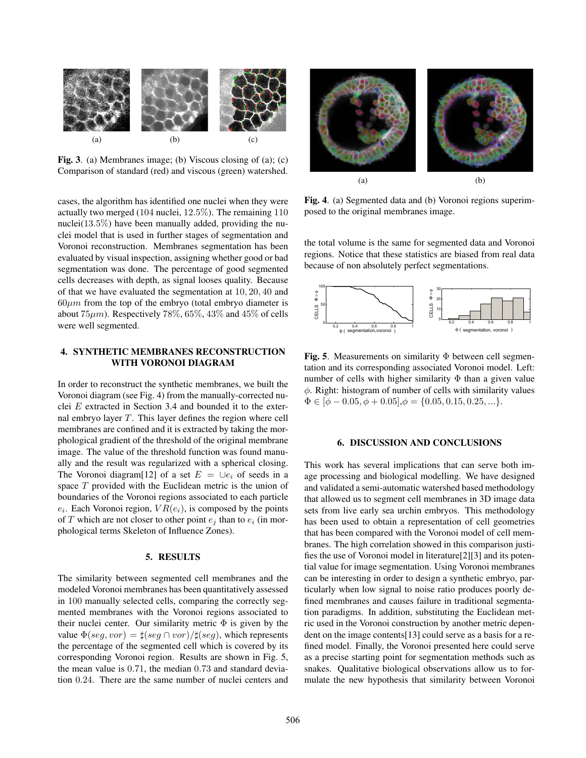Fig. 3. (a) Membranes image; (b) Viscous closing of (a); (c) Comparison of standard (red) and viscous (green) watershed.

cases, the algorithm has identified one nuclei when they were actually two merged (104 nuclei, 12.5%). The remaining 110 nuclei(13.5%) have been manually added, providing the nuclei model that is used in further stages of segmentation and Voronoi reconstruction. Membranes segmentation has been evaluated by visual inspection, assigning whether good or bad segmentation was done. The percentage of good segmented cells decreases with depth, as signal looses quality. Because of that we have evaluated the segmentation at 10, 20, 40 and $60\mu m$ from the top of the embryo (total embryo diameter is about $75\mu m$). Respectively 78%, 65%, 43% and 45% of cells were well segmented.

## 4. SYNTHETIC MEMBRANES RECONSTRUCTION WITH VORONOI DIAGRAM

In order to reconstruct the synthetic membranes, we built the Voronoi diagram (see Fig. 4) from the manually-corrected nuclei $E$ extracted in Section 3.4 and bounded it to the external embryo layer $T$. This layer defines the region where cell membranes are confined and it is extracted by taking the morphological gradient of the threshold of the original membrane image. The value of the threshold function was found manually and the result was regularized with a spherical closing. The Voronoi diagram[12] of a set $E = \cup e_i$ of seeds in a space $T$ provided with the Euclidean metric is the union of boundaries of the Voronoi regions associated to each particle $e_i$. Each Voronoi region, $VR(e_i)$, is composed by the points of $T$ which are not closer to other point $e_j$ than to $e_i$ (in morphological terms Skeleton of Influence Zones).

## 5. RESULTS

The similarity between segmented cell membranes and the modeled Voronoi membranes has been quantitatively assessed in 100 manually selected cells, comparing the correctly segmented membranes with the Voronoi regions associated to their nuclei center. Our similarity metric $\Phi$ is given by the value $\Phi(seg, vor) = \sharp(seg \cap vor)/\sharp(seg)$, which represents the percentage of the segmented cell which is covered by its corresponding Voronoi region. Results are shown in Fig. 5, the mean value is 0.71, the median 0.73 and standard deviation 0.24. There are the same number of nuclei centers and the total volume is the same for segmented data and Voronoi regions. Notice that these statistics are biased from real data because of non absolutely perfect segmentations.

Fig. 4. (a) Segmented data and (b) Voronoi regions superimposed to the original membranes image.

Fig. 5. Measurements on similarity $\Phi$ between cell segmentation and its corresponding associated Voronoi model. Left: number of cells with higher similarity $\Phi$ than a given value $\phi$. Right: histogram of number of cells with similarity values $\Phi \in [\phi - 0.05, \phi + 0.05]$, $\phi = \{0.05, 0.15, 0.25, ...\}$.

## 6. DISCUSSION AND CONCLUSIONS

This work has several implications that can serve both image processing and biological modelling. We have designed and validated a semi-automatic watershed based methodology that allowed us to segment cell membranes in 3D image data sets from live early sea urchin embryos. This methodology has been used to obtain a representation of cell geometries that has been compared with the Voronoi model of cell membranes. The high correlation showed in this comparison justifies the use of Voronoi model in literature[2][3] and its potential value for image segmentation. Using Voronoi membranes can be interesting in order to design a synthetic embryo, particularly when low signal to noise ratio produces poorly defined membranes and causes failure in traditional segmentation paradigms. In addition, substituting the Euclidean metric used in the Voronoi construction by another metric dependent on the image contents[13] could serve as a basis for a refined model. Finally, the Voronoi presented here could serve as a precise starting point for segmentation methods such as snakes. Qualitative biological observations allow us to formulate the new hypothesis that similarity between Voronoi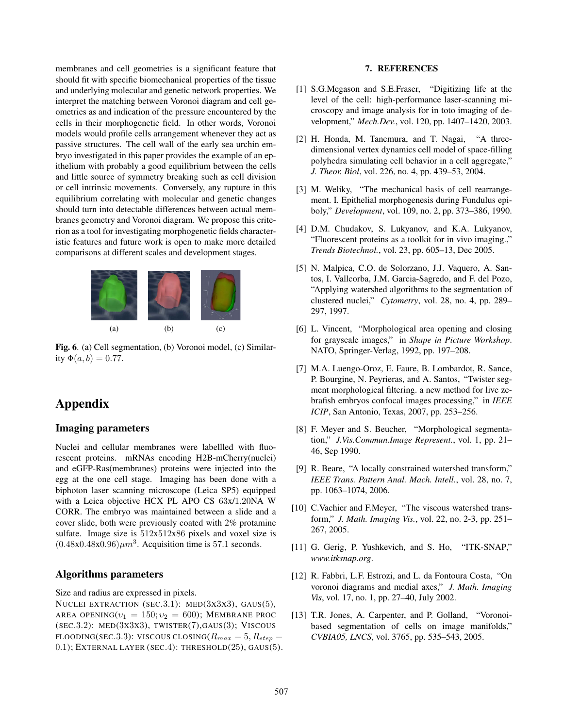membranes and cell geometries is a significant feature that should fit with specific biomechanical properties of the tissue and underlying molecular and genetic network properties. We interpret the matching between Voronoi diagram and cell geometries as and indication of the pressure encountered by the cells in their morphogenetic field. In other words, Voronoi models would profile cells arrangement whenever they act as passive structures. The cell wall of the early sea urchin embryo investigated in this paper provides the example of an epithelium with probably a good equilibrium between the cells and little source of symmetry breaking such as cell division or cell intrinsic movements. Conversely, any rupture in this equilibrium correlating with molecular and genetic changes should turn into detectable differences between actual membranes geometry and Voronoi diagram. We propose this criterion as a tool for investigating morphogenetic fields characteristic features and future work is open to make more detailed comparisons at different scales and development stages.

(a) (b) (c)

**Fig. 6**. (a) Cell segmentation, (b) Voronoi model, (c) Similarity $\Phi(a, b) = 0.77$.

# Appendix

## Imaging parameters

Nuclei and cellular membranes were labellled with fluorescent proteins. mRNAs encoding H2B-mCherry(nuclei) and eGFP-Ras(membranes) proteins were injected into the egg at the one cell stage. Imaging has been done with a biphoton laser scanning microscope (Leica SP5) equipped with a Leica objective HCX PL APO CS 63x/1.20NA W CORR. The embryo was maintained between a slide and a cover slide, both were previously coated with 2% protamine sulfate. Image size is 512x512x86 pixels and voxel size is $(0.48\text{x}0.48\text{x}0.96)\mu m^3$. Acquisition time is 57.1 seconds.

## Algorithms parameters

Size and radius are expressed in pixels.
NUCLEI EXTRACTION (SEC.3.1): MED(3X3X3), GAUS(5), AREA OPENING($\upsilon_1 = 150; \upsilon_2 = 600$); MEMBRANE PROC (SEC.3.2): MED(3X3X3), TWISTER(7),GAUS(3); VISCOUS FLOODING(SEC.3.3): VISCOUS CLOSING($R_{max} = 5, R_{step} = 0.1$); EXTERNAL LAYER (SEC.4): THRESHOLD(25), GAUS(5).

## 7. REFERENCES

[1] S.G.Megason and S.E.Fraser, "Digitizing life at the level of the cell: high-performance laser-scanning microscopy and image analysis for in toto imaging of development," *Mech.Dev.*, vol. 120, pp. 1407–1420, 2003.

[2] H. Honda, M. Tanemura, and T. Nagai, "A three-dimensional vertex dynamics cell model of space-filling polyhedra simulating cell behavior in a cell aggregate," *J. Theor. Biol*, vol. 226, no. 4, pp. 439–53, 2004.

[3] M. Weliky, "The mechanical basis of cell rearrangement. I. Epithelial morphogenesis during Fundulus epiboly," *Development*, vol. 109, no. 2, pp. 373–386, 1990.

[4] D.M. Chudakov, S. Lukyanov, and K.A. Lukyanov, "Fluorescent proteins as a toolkit for in vivo imaging.," *Trends Biotechnol.*, vol. 23, pp. 605–13, Dec 2005.

[5] N. Malpica, C.O. de Solorzano, J.J. Vaquero, A. Santos, I. Vallcorba, J.M. Garcia-Sagredo, and F. del Pozo, "Applying watershed algorithms to the segmentation of clustered nuclei," *Cytometry*, vol. 28, no. 4, pp. 289–297, 1997.

[6] L. Vincent, "Morphological area opening and closing for grayscale images," in *Shape in Picture Workshop*. NATO, Springer-Verlag, 1992, pp. 197–208.

[7] M.A. Luengo-Oroz, E. Faure, B. Lombardot, R. Sance, P. Bourgine, N. Peyrieras, and A. Santos, "Twister segment morphological filtering. a new method for live zebrafish embryos confocal images processing," in *IEEE ICIP*, San Antonio, Texas, 2007, pp. 253–256.

[8] F. Meyer and S. Beucher, "Morphological segmentation," *J.Vis.Commun.Image Represent.*, vol. 1, pp. 21–46, Sep 1990.

[9] R. Beare, "A locally constrained watershed transform," *IEEE Trans. Pattern Anal. Mach. Intell.*, vol. 28, no. 7, pp. 1063–1074, 2006.

[10] C.Vachier and F.Meyer, "The viscous watershed transform," *J. Math. Imaging Vis.*, vol. 22, no. 2-3, pp. 251–267, 2005.

[11] G. Gerig, P. Yushkevich, and S. Ho, "ITK-SNAP," *www.itksnap.org*.

[12] R. Fabbri, L.F. Estrozi, and L. da Fontoura Costa, "On voronoi diagrams and medial axes," *J. Math. Imaging Vis*, vol. 17, no. 1, pp. 27–40, July 2002.

[13] T.R. Jones, A. Carpenter, and P. Golland, "Voronoi-based segmentation of cells on image manifolds," *CVBIA05, LNCS*, vol. 3765, pp. 535–543, 2005.